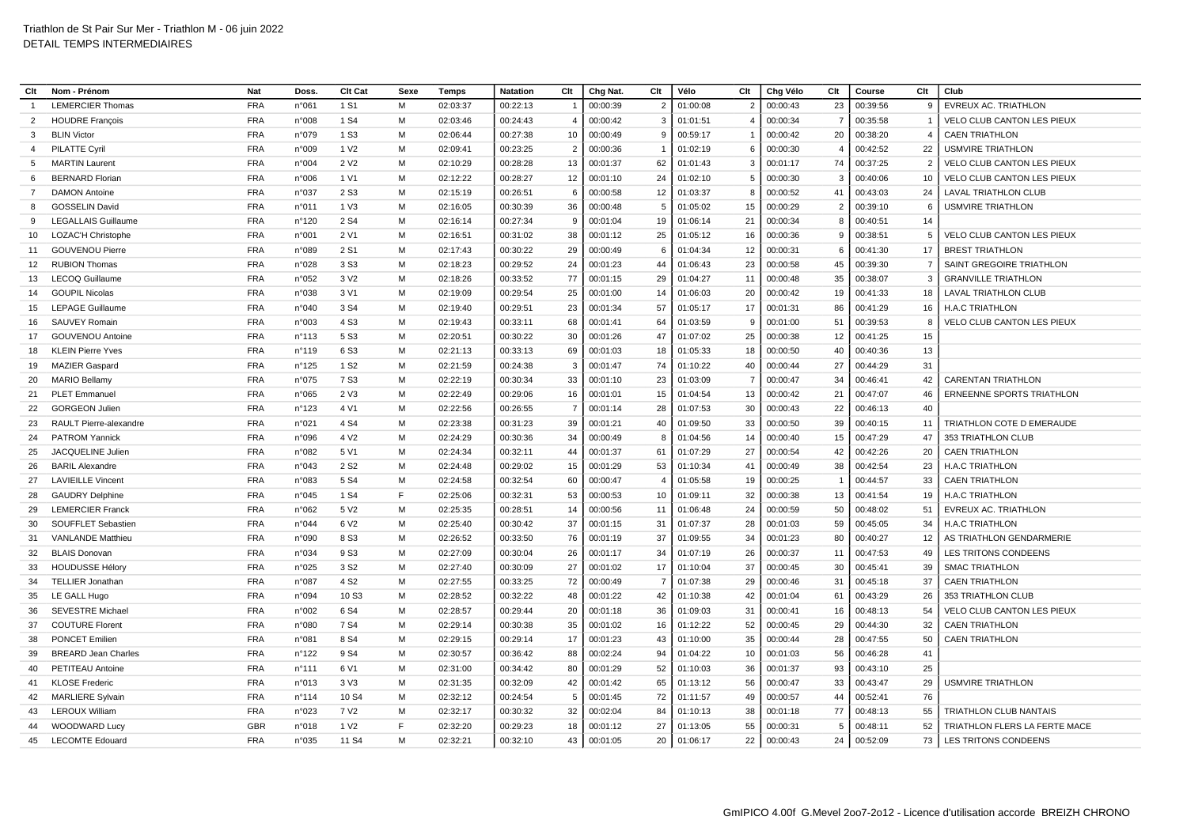Triathlon de St Pair Sur Mer - Triathlon M - 06 juin 2022
DETAIL TEMPS INTERMEDIAIRES

| Clt | Nom - Prénom | Nat | Doss. | Clt Cat | Sexe | Temps | Natation | Clt | Chg Nat. | Clt | Vélo | Clt | Chg Vélo | Clt | Course | Clt | Club |
|---|---|---|---|---|---|---|---|---|---|---|---|---|---|---|---|---|---|
| 1 | LEMERCIER Thomas | FRA | n°061 | 1 S1 | M | 02:03:37 | 00:22:13 | 1 | 00:00:39 | 2 | 01:00:08 | 2 | 00:00:43 | 23 | 00:39:56 | 9 | EVREUX AC. TRIATHLON |
| 2 | HOUDRE François | FRA | n°008 | 1 S4 | M | 02:03:46 | 00:24:43 | 4 | 00:00:42 | 3 | 01:01:51 | 4 | 00:00:34 | 7 | 00:35:58 | 1 | VELO CLUB CANTON LES PIEUX |
| 3 | BLIN Victor | FRA | n°079 | 1 S3 | M | 02:06:44 | 00:27:38 | 10 | 00:00:49 | 9 | 00:59:17 | 1 | 00:00:42 | 20 | 00:38:20 | 4 | CAEN TRIATHLON |
| 4 | PILATTE Cyril | FRA | n°009 | 1 V2 | M | 02:09:41 | 00:23:25 | 2 | 00:00:36 | 1 | 01:02:19 | 6 | 00:00:30 | 4 | 00:42:52 | 22 | USMVIRE TRIATHLON |
| 5 | MARTIN Laurent | FRA | n°004 | 2 V2 | M | 02:10:29 | 00:28:28 | 13 | 00:01:37 | 62 | 01:01:43 | 3 | 00:01:17 | 74 | 00:37:25 | 2 | VELO CLUB CANTON LES PIEUX |
| 6 | BERNARD Florian | FRA | n°006 | 1 V1 | M | 02:12:22 | 00:28:27 | 12 | 00:01:10 | 24 | 01:02:10 | 5 | 00:00:30 | 3 | 00:40:06 | 10 | VELO CLUB CANTON LES PIEUX |
| 7 | DAMON Antoine | FRA | n°037 | 2 S3 | M | 02:15:19 | 00:26:51 | 6 | 00:00:58 | 12 | 01:03:37 | 8 | 00:00:52 | 41 | 00:43:03 | 24 | LAVAL TRIATHLON CLUB |
| 8 | GOSSELIN David | FRA | n°011 | 1 V3 | M | 02:16:05 | 00:30:39 | 36 | 00:00:48 | 5 | 01:05:02 | 15 | 00:00:29 | 2 | 00:39:10 | 6 | USMVIRE TRIATHLON |
| 9 | LEGALLAIS Guillaume | FRA | n°120 | 2 S4 | M | 02:16:14 | 00:27:34 | 9 | 00:01:04 | 19 | 01:06:14 | 21 | 00:00:34 | 8 | 00:40:51 | 14 | |
| 10 | LOZAC'H Christophe | FRA | n°001 | 2 V1 | M | 02:16:51 | 00:31:02 | 38 | 00:01:12 | 25 | 01:05:12 | 16 | 00:00:36 | 9 | 00:38:51 | 5 | VELO CLUB CANTON LES PIEUX |
| 11 | GOUVENOU Pierre | FRA | n°089 | 2 S1 | M | 02:17:43 | 00:30:22 | 29 | 00:00:49 | 6 | 01:04:34 | 12 | 00:00:31 | 6 | 00:41:30 | 17 | BREST TRIATHLON |
| 12 | RUBION Thomas | FRA | n°028 | 3 S3 | M | 02:18:23 | 00:29:52 | 24 | 00:01:23 | 44 | 01:06:43 | 23 | 00:00:58 | 45 | 00:39:30 | 7 | SAINT GREGOIRE TRIATHLON |
| 13 | LECOQ Guillaume | FRA | n°052 | 3 V2 | M | 02:18:26 | 00:33:52 | 77 | 00:01:15 | 29 | 01:04:27 | 11 | 00:00:48 | 35 | 00:38:07 | 3 | GRANVILLE TRIATHLON |
| 14 | GOUPIL Nicolas | FRA | n°038 | 3 V1 | M | 02:19:09 | 00:29:54 | 25 | 00:01:00 | 14 | 01:06:03 | 20 | 00:00:42 | 19 | 00:41:33 | 18 | LAVAL TRIATHLON CLUB |
| 15 | LEPAGE Guillaume | FRA | n°040 | 3 S4 | M | 02:19:40 | 00:29:51 | 23 | 00:01:34 | 57 | 01:05:17 | 17 | 00:01:31 | 86 | 00:41:29 | 16 | H.A.C TRIATHLON |
| 16 | SAUVEY Romain | FRA | n°003 | 4 S3 | M | 02:19:43 | 00:33:11 | 68 | 00:01:41 | 64 | 01:03:59 | 9 | 00:01:00 | 51 | 00:39:53 | 8 | VELO CLUB CANTON LES PIEUX |
| 17 | GOUVENOU Antoine | FRA | n°113 | 5 S3 | M | 02:20:51 | 00:30:22 | 30 | 00:01:26 | 47 | 01:07:02 | 25 | 00:00:38 | 12 | 00:41:25 | 15 | |
| 18 | KLEIN Pierre Yves | FRA | n°119 | 6 S3 | M | 02:21:13 | 00:33:13 | 69 | 00:01:03 | 18 | 01:05:33 | 18 | 00:00:50 | 40 | 00:40:36 | 13 | |
| 19 | MAZIER Gaspard | FRA | n°125 | 1 S2 | M | 02:21:59 | 00:24:38 | 3 | 00:01:47 | 74 | 01:10:22 | 40 | 00:00:44 | 27 | 00:44:29 | 31 | |
| 20 | MARIO Bellamy | FRA | n°075 | 7 S3 | M | 02:22:19 | 00:30:34 | 33 | 00:01:10 | 23 | 01:03:09 | 7 | 00:00:47 | 34 | 00:46:41 | 42 | CARENTAN TRIATHLON |
| 21 | PLET Emmanuel | FRA | n°065 | 2 V3 | M | 02:22:49 | 00:29:06 | 16 | 00:01:01 | 15 | 01:04:54 | 13 | 00:00:42 | 21 | 00:47:07 | 46 | ERNEENNE SPORTS TRIATHLON |
| 22 | GORGEON Julien | FRA | n°123 | 4 V1 | M | 02:22:56 | 00:26:55 | 7 | 00:01:14 | 28 | 01:07:53 | 30 | 00:00:43 | 22 | 00:46:13 | 40 | |
| 23 | RAULT Pierre-alexandre | FRA | n°021 | 4 S4 | M | 02:23:38 | 00:31:23 | 39 | 00:01:21 | 40 | 01:09:50 | 33 | 00:00:50 | 39 | 00:40:15 | 11 | TRIATHLON COTE D EMERAUDE |
| 24 | PATROM Yannick | FRA | n°096 | 4 V2 | M | 02:24:29 | 00:30:36 | 34 | 00:00:49 | 8 | 01:04:56 | 14 | 00:00:40 | 15 | 00:47:29 | 47 | 353 TRIATHLON CLUB |
| 25 | JACQUELINE Julien | FRA | n°082 | 5 V1 | M | 02:24:34 | 00:32:11 | 44 | 00:01:37 | 61 | 01:07:29 | 27 | 00:00:54 | 42 | 00:42:26 | 20 | CAEN TRIATHLON |
| 26 | BARIL Alexandre | FRA | n°043 | 2 S2 | M | 02:24:48 | 00:29:02 | 15 | 00:01:29 | 53 | 01:10:34 | 41 | 00:00:49 | 38 | 00:42:54 | 23 | H.A.C TRIATHLON |
| 27 | LAVIEILLE Vincent | FRA | n°083 | 5 S4 | M | 02:24:58 | 00:32:54 | 60 | 00:00:47 | 4 | 01:05:58 | 19 | 00:00:25 | 1 | 00:44:57 | 33 | CAEN TRIATHLON |
| 28 | GAUDRY Delphine | FRA | n°045 | 1 S4 | F | 02:25:06 | 00:32:31 | 53 | 00:00:53 | 10 | 01:09:11 | 32 | 00:00:38 | 13 | 00:41:54 | 19 | H.A.C TRIATHLON |
| 29 | LEMERCIER Franck | FRA | n°062 | 5 V2 | M | 02:25:35 | 00:28:51 | 14 | 00:00:56 | 11 | 01:06:48 | 24 | 00:00:59 | 50 | 00:48:02 | 51 | EVREUX AC. TRIATHLON |
| 30 | SOUFFLET Sebastien | FRA | n°044 | 6 V2 | M | 02:25:40 | 00:30:42 | 37 | 00:01:15 | 31 | 01:07:37 | 28 | 00:01:03 | 59 | 00:45:05 | 34 | H.A.C TRIATHLON |
| 31 | VANLANDE Matthieu | FRA | n°090 | 8 S3 | M | 02:26:52 | 00:33:50 | 76 | 00:01:19 | 37 | 01:09:55 | 34 | 00:01:23 | 80 | 00:40:27 | 12 | AS TRIATHLON GENDARMERIE |
| 32 | BLAIS Donovan | FRA | n°034 | 9 S3 | M | 02:27:09 | 00:30:04 | 26 | 00:01:17 | 34 | 01:07:19 | 26 | 00:00:37 | 11 | 00:47:53 | 49 | LES TRITONS CONDEENS |
| 33 | HOUDUSSE Hélory | FRA | n°025 | 3 S2 | M | 02:27:40 | 00:30:09 | 27 | 00:01:02 | 17 | 01:10:04 | 37 | 00:00:45 | 30 | 00:45:41 | 39 | SMAC TRIATHLON |
| 34 | TELLIER Jonathan | FRA | n°087 | 4 S2 | M | 02:27:55 | 00:33:25 | 72 | 00:00:49 | 7 | 01:07:38 | 29 | 00:00:46 | 31 | 00:45:18 | 37 | CAEN TRIATHLON |
| 35 | LE GALL Hugo | FRA | n°094 | 10 S3 | M | 02:28:52 | 00:32:22 | 48 | 00:01:22 | 42 | 01:10:38 | 42 | 00:01:04 | 61 | 00:43:29 | 26 | 353 TRIATHLON CLUB |
| 36 | SEVESTRE Michael | FRA | n°002 | 6 S4 | M | 02:28:57 | 00:29:44 | 20 | 00:01:18 | 36 | 01:09:03 | 31 | 00:00:41 | 16 | 00:48:13 | 54 | VELO CLUB CANTON LES PIEUX |
| 37 | COUTURE Florent | FRA | n°080 | 7 S4 | M | 02:29:14 | 00:30:38 | 35 | 00:01:02 | 16 | 01:12:22 | 52 | 00:00:45 | 29 | 00:44:30 | 32 | CAEN TRIATHLON |
| 38 | PONCET Emilien | FRA | n°081 | 8 S4 | M | 02:29:15 | 00:29:14 | 17 | 00:01:23 | 43 | 01:10:00 | 35 | 00:00:44 | 28 | 00:47:55 | 50 | CAEN TRIATHLON |
| 39 | BREARD Jean Charles | FRA | n°122 | 9 S4 | M | 02:30:57 | 00:36:42 | 88 | 00:02:24 | 94 | 01:04:22 | 10 | 00:01:03 | 56 | 00:46:28 | 41 | |
| 40 | PETITEAU Antoine | FRA | n°111 | 6 V1 | M | 02:31:00 | 00:34:42 | 80 | 00:01:29 | 52 | 01:10:03 | 36 | 00:01:37 | 93 | 00:43:10 | 25 | |
| 41 | KLOSE Frederic | FRA | n°013 | 3 V3 | M | 02:31:35 | 00:32:09 | 42 | 00:01:42 | 65 | 01:13:12 | 56 | 00:00:47 | 33 | 00:43:47 | 29 | USMVIRE TRIATHLON |
| 42 | MARLIERE Sylvain | FRA | n°114 | 10 S4 | M | 02:32:12 | 00:24:54 | 5 | 00:01:45 | 72 | 01:11:57 | 49 | 00:00:57 | 44 | 00:52:41 | 76 | |
| 43 | LEROUX William | FRA | n°023 | 7 V2 | M | 02:32:17 | 00:30:32 | 32 | 00:02:04 | 84 | 01:10:13 | 38 | 00:01:18 | 77 | 00:48:13 | 55 | TRIATHLON CLUB NANTAIS |
| 44 | WOODWARD Lucy | GBR | n°018 | 1 V2 | F | 02:32:20 | 00:29:23 | 18 | 00:01:12 | 27 | 01:13:05 | 55 | 00:00:31 | 5 | 00:48:11 | 52 | TRIATHLON FLERS LA FERTE MACE |
| 45 | LECOMTE Edouard | FRA | n°035 | 11 S4 | M | 02:32:21 | 00:32:10 | 43 | 00:01:05 | 20 | 01:06:17 | 22 | 00:00:43 | 24 | 00:52:09 | 73 | LES TRITONS CONDEENS |

GmIPICO 4.00f G.Mevel 2oo7-2o12 - Licence d'utilisation accorde BREIZH CHRONO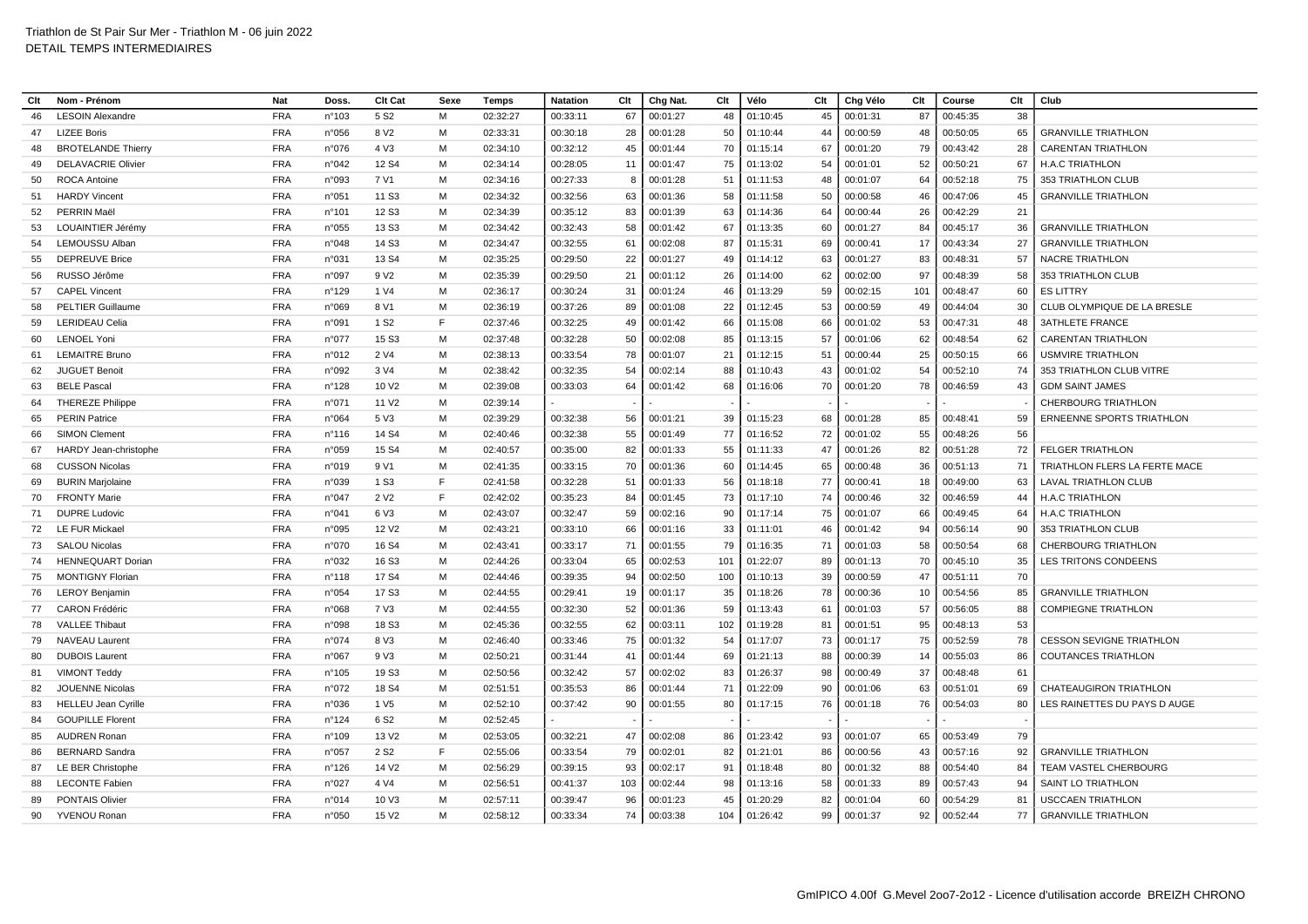Triathlon de St Pair Sur Mer - Triathlon M - 06 juin 2022
DETAIL TEMPS INTERMEDIAIRES

| Clt | Nom - Prénom | Nat | Doss. | Clt Cat | Sexe | Temps | Natation | Clt | Chg Nat. | Clt | Vélo | Clt | Chg Vélo | Clt | Course | Clt | Club |
|---|---|---|---|---|---|---|---|---|---|---|---|---|---|---|---|---|---|
| 46 | LESOIN Alexandre | FRA | n°103 | 5 S2 | M | 02:32:27 | 00:33:11 | 67 | 00:01:27 | 48 | 01:10:45 | 45 | 00:01:31 | 87 | 00:45:35 | 38 | |
| 47 | LIZEE Boris | FRA | n°056 | 8 V2 | M | 02:33:31 | 00:30:18 | 28 | 00:01:28 | 50 | 01:10:44 | 44 | 00:00:59 | 48 | 00:50:05 | 65 | GRANVILLE TRIATHLON |
| 48 | BROTELANDE Thierry | FRA | n°076 | 4 V3 | M | 02:34:10 | 00:32:12 | 45 | 00:01:44 | 70 | 01:15:14 | 67 | 00:01:20 | 79 | 00:43:42 | 28 | CARENTAN TRIATHLON |
| 49 | DELAVACRIE Olivier | FRA | n°042 | 12 S4 | M | 02:34:14 | 00:28:05 | 11 | 00:01:47 | 75 | 01:13:02 | 54 | 00:01:01 | 52 | 00:50:21 | 67 | H.A.C TRIATHLON |
| 50 | ROCA Antoine | FRA | n°093 | 7 V1 | M | 02:34:16 | 00:27:33 | 8 | 00:01:28 | 51 | 01:11:53 | 48 | 00:01:07 | 64 | 00:52:18 | 75 | 353 TRIATHLON CLUB |
| 51 | HARDY Vincent | FRA | n°051 | 11 S3 | M | 02:34:32 | 00:32:56 | 63 | 00:01:36 | 58 | 01:11:58 | 50 | 00:00:58 | 46 | 00:47:06 | 45 | GRANVILLE TRIATHLON |
| 52 | PERRIN Maël | FRA | n°101 | 12 S3 | M | 02:34:39 | 00:35:12 | 83 | 00:01:39 | 63 | 01:14:36 | 64 | 00:00:44 | 26 | 00:42:29 | 21 | |
| 53 | LOUAINTIER Jérémy | FRA | n°055 | 13 S3 | M | 02:34:42 | 00:32:43 | 58 | 00:01:42 | 67 | 01:13:35 | 60 | 00:01:27 | 84 | 00:45:17 | 36 | GRANVILLE TRIATHLON |
| 54 | LEMOUSSU Alban | FRA | n°048 | 14 S3 | M | 02:34:47 | 00:32:55 | 61 | 00:02:08 | 87 | 01:15:31 | 69 | 00:00:41 | 17 | 00:43:34 | 27 | GRANVILLE TRIATHLON |
| 55 | DEPREUVE Brice | FRA | n°031 | 13 S4 | M | 02:35:25 | 00:29:50 | 22 | 00:01:27 | 49 | 01:14:12 | 63 | 00:01:27 | 83 | 00:48:31 | 57 | NACRE TRIATHLON |
| 56 | RUSSO Jérôme | FRA | n°097 | 9 V2 | M | 02:35:39 | 00:29:50 | 21 | 00:01:12 | 26 | 01:14:00 | 62 | 00:02:00 | 97 | 00:48:39 | 58 | 353 TRIATHLON CLUB |
| 57 | CAPEL Vincent | FRA | n°129 | 1 V4 | M | 02:36:17 | 00:30:24 | 31 | 00:01:24 | 46 | 01:13:29 | 59 | 00:02:15 | 101 | 00:48:47 | 60 | ES LITTRY |
| 58 | PELTIER Guillaume | FRA | n°069 | 8 V1 | M | 02:36:19 | 00:37:26 | 89 | 00:01:08 | 22 | 01:12:45 | 53 | 00:00:59 | 49 | 00:44:04 | 30 | CLUB OLYMPIQUE DE LA BRESLE |
| 59 | LERIDEAU Celia | FRA | n°091 | 1 S2 | F | 02:37:46 | 00:32:25 | 49 | 00:01:42 | 66 | 01:15:08 | 66 | 00:01:02 | 53 | 00:47:31 | 48 | 3ATHLETE FRANCE |
| 60 | LENOEL Yoni | FRA | n°077 | 15 S3 | M | 02:37:48 | 00:32:28 | 50 | 00:02:08 | 85 | 01:13:15 | 57 | 00:01:06 | 62 | 00:48:54 | 62 | CARENTAN TRIATHLON |
| 61 | LEMAITRE Bruno | FRA | n°012 | 2 V4 | M | 02:38:13 | 00:33:54 | 78 | 00:01:07 | 21 | 01:12:15 | 51 | 00:00:44 | 25 | 00:50:15 | 66 | USMVIRE TRIATHLON |
| 62 | JUGUET Benoit | FRA | n°092 | 3 V4 | M | 02:38:42 | 00:32:35 | 54 | 00:02:14 | 88 | 01:10:43 | 43 | 00:01:02 | 54 | 00:52:10 | 74 | 353 TRIATHLON CLUB VITRE |
| 63 | BELE Pascal | FRA | n°128 | 10 V2 | M | 02:39:08 | 00:33:03 | 64 | 00:01:42 | 68 | 01:16:06 | 70 | 00:01:20 | 78 | 00:46:59 | 43 | GDM SAINT JAMES |
| 64 | THEREZE Philippe | FRA | n°071 | 11 V2 | M | 02:39:14 | - | - | - | - | - | - | - | - | - | - | CHERBOURG TRIATHLON |
| 65 | PERIN Patrice | FRA | n°064 | 5 V3 | M | 02:39:29 | 00:32:38 | 56 | 00:01:21 | 39 | 01:15:23 | 68 | 00:01:28 | 85 | 00:48:41 | 59 | ERNEENNE SPORTS TRIATHLON |
| 66 | SIMON Clement | FRA | n°116 | 14 S4 | M | 02:40:46 | 00:32:38 | 55 | 00:01:49 | 77 | 01:16:52 | 72 | 00:01:02 | 55 | 00:48:26 | 56 | |
| 67 | HARDY Jean-christophe | FRA | n°059 | 15 S4 | M | 02:40:57 | 00:35:00 | 82 | 00:01:33 | 55 | 01:11:33 | 47 | 00:01:26 | 82 | 00:51:28 | 72 | FELGER TRIATHLON |
| 68 | CUSSON Nicolas | FRA | n°019 | 9 V1 | M | 02:41:35 | 00:33:15 | 70 | 00:01:36 | 60 | 01:14:45 | 65 | 00:00:48 | 36 | 00:51:13 | 71 | TRIATHLON FLERS LA FERTE MACE |
| 69 | BURIN Marjolaine | FRA | n°039 | 1 S3 | F | 02:41:58 | 00:32:28 | 51 | 00:01:33 | 56 | 01:18:18 | 77 | 00:00:41 | 18 | 00:49:00 | 63 | LAVAL TRIATHLON CLUB |
| 70 | FRONTY Marie | FRA | n°047 | 2 V2 | F | 02:42:02 | 00:35:23 | 84 | 00:01:45 | 73 | 01:17:10 | 74 | 00:00:46 | 32 | 00:46:59 | 44 | H.A.C TRIATHLON |
| 71 | DUPRE Ludovic | FRA | n°041 | 6 V3 | M | 02:43:07 | 00:32:47 | 59 | 00:02:16 | 90 | 01:17:14 | 75 | 00:01:07 | 66 | 00:49:45 | 64 | H.A.C TRIATHLON |
| 72 | LE FUR Mickael | FRA | n°095 | 12 V2 | M | 02:43:21 | 00:33:10 | 66 | 00:01:16 | 33 | 01:11:01 | 46 | 00:01:42 | 94 | 00:56:14 | 90 | 353 TRIATHLON CLUB |
| 73 | SALOU Nicolas | FRA | n°070 | 16 S4 | M | 02:43:41 | 00:33:17 | 71 | 00:01:55 | 79 | 01:16:35 | 71 | 00:01:03 | 58 | 00:50:54 | 68 | CHERBOURG TRIATHLON |
| 74 | HENNEQUART Dorian | FRA | n°032 | 16 S3 | M | 02:44:26 | 00:33:04 | 65 | 00:02:53 | 101 | 01:22:07 | 89 | 00:01:13 | 70 | 00:45:10 | 35 | LES TRITONS CONDEENS |
| 75 | MONTIGNY Florian | FRA | n°118 | 17 S4 | M | 02:44:46 | 00:39:35 | 94 | 00:02:50 | 100 | 01:10:13 | 39 | 00:00:59 | 47 | 00:51:11 | 70 | |
| 76 | LEROY Benjamin | FRA | n°054 | 17 S3 | M | 02:44:55 | 00:29:41 | 19 | 00:01:17 | 35 | 01:18:26 | 78 | 00:00:36 | 10 | 00:54:56 | 85 | GRANVILLE TRIATHLON |
| 77 | CARON Frédéric | FRA | n°068 | 7 V3 | M | 02:44:55 | 00:32:30 | 52 | 00:01:36 | 59 | 01:13:43 | 61 | 00:01:03 | 57 | 00:56:05 | 88 | COMPIEGNE TRIATHLON |
| 78 | VALLEE Thibaut | FRA | n°098 | 18 S3 | M | 02:45:36 | 00:32:55 | 62 | 00:03:11 | 102 | 01:19:28 | 81 | 00:01:51 | 95 | 00:48:13 | 53 | |
| 79 | NAVEAU Laurent | FRA | n°074 | 8 V3 | M | 02:46:40 | 00:33:46 | 75 | 00:01:32 | 54 | 01:17:07 | 73 | 00:01:17 | 75 | 00:52:59 | 78 | CESSON SEVIGNE TRIATHLON |
| 80 | DUBOIS Laurent | FRA | n°067 | 9 V3 | M | 02:50:21 | 00:31:44 | 41 | 00:01:44 | 69 | 01:21:13 | 88 | 00:00:39 | 14 | 00:55:03 | 86 | COUTANCES TRIATHLON |
| 81 | VIMONT Teddy | FRA | n°105 | 19 S3 | M | 02:50:56 | 00:32:42 | 57 | 00:02:02 | 83 | 01:26:37 | 98 | 00:00:49 | 37 | 00:48:48 | 61 | |
| 82 | JOUENNE Nicolas | FRA | n°072 | 18 S4 | M | 02:51:51 | 00:35:53 | 86 | 00:01:44 | 71 | 01:22:09 | 90 | 00:01:06 | 63 | 00:51:01 | 69 | CHATEAUGIRON TRIATHLON |
| 83 | HELLEU Jean Cyrille | FRA | n°036 | 1 V5 | M | 02:52:10 | 00:37:42 | 90 | 00:01:55 | 80 | 01:17:15 | 76 | 00:01:18 | 76 | 00:54:03 | 80 | LES RAINETTES DU PAYS D AUGE |
| 84 | GOUPILLE Florent | FRA | n°124 | 6 S2 | M | 02:52:45 | - | - | - | - | - | - | - | - | - | - | |
| 85 | AUDREN Ronan | FRA | n°109 | 13 V2 | M | 02:53:05 | 00:32:21 | 47 | 00:02:08 | 86 | 01:23:42 | 93 | 00:01:07 | 65 | 00:53:49 | 79 | |
| 86 | BERNARD Sandra | FRA | n°057 | 2 S2 | F | 02:55:06 | 00:33:54 | 79 | 00:02:01 | 82 | 01:21:01 | 86 | 00:00:56 | 43 | 00:57:16 | 92 | GRANVILLE TRIATHLON |
| 87 | LE BER Christophe | FRA | n°126 | 14 V2 | M | 02:56:29 | 00:39:15 | 93 | 00:02:17 | 91 | 01:18:48 | 80 | 00:01:32 | 88 | 00:54:40 | 84 | TEAM VASTEL CHERBOURG |
| 88 | LECONTE Fabien | FRA | n°027 | 4 V4 | M | 02:56:51 | 00:41:37 | 103 | 00:02:44 | 98 | 01:13:16 | 58 | 00:01:33 | 89 | 00:57:43 | 94 | SAINT LO TRIATHLON |
| 89 | PONTAIS Olivier | FRA | n°014 | 10 V3 | M | 02:57:11 | 00:39:47 | 96 | 00:01:23 | 45 | 01:20:29 | 82 | 00:01:04 | 60 | 00:54:29 | 81 | USCCAEN TRIATHLON |
| 90 | YVENOU Ronan | FRA | n°050 | 15 V2 | M | 02:58:12 | 00:33:34 | 74 | 00:03:38 | 104 | 01:26:42 | 99 | 00:01:37 | 92 | 00:52:44 | 77 | GRANVILLE TRIATHLON |

GmIPICO 4.00f G.Mevel 2oo7-2o12 - Licence d'utilisation accorde BREIZH CHRONO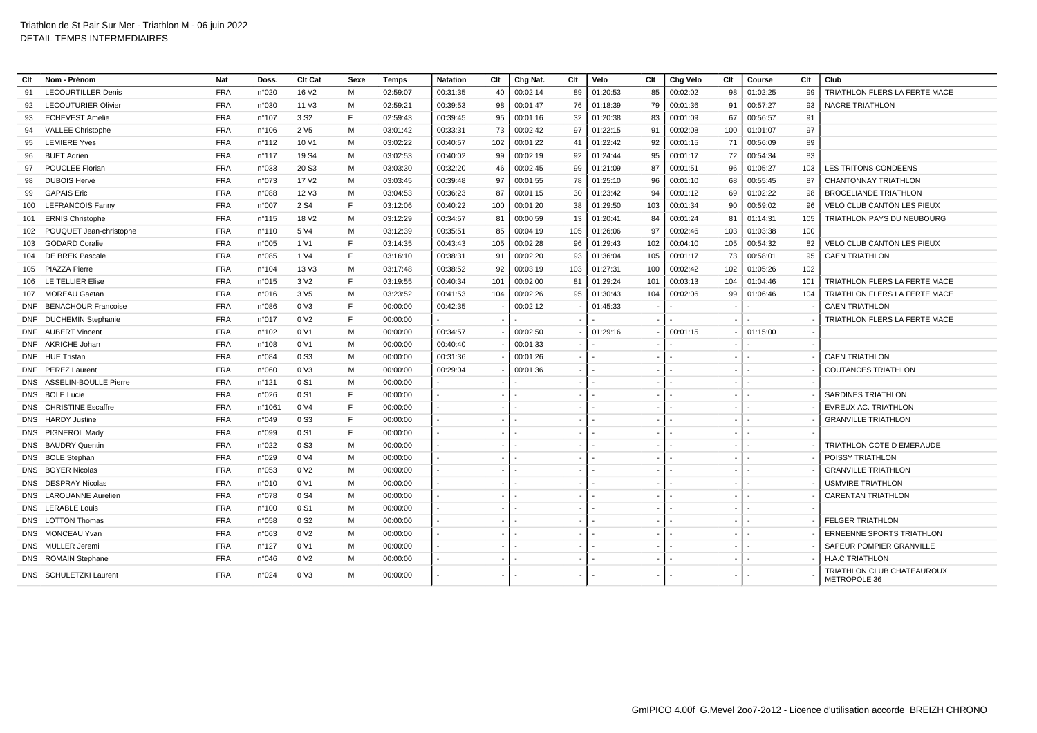Triathlon de St Pair Sur Mer - Triathlon M - 06 juin 2022
DETAIL TEMPS INTERMEDIAIRES

| Clt | Nom - Prénom | Nat | Doss. | Clt Cat | Sexe | Temps | Natation | Clt | Chg Nat. | Clt | Vélo | Clt | Chg Vélo | Clt | Course | Clt | Club |
|---|---|---|---|---|---|---|---|---|---|---|---|---|---|---|---|---|---|
| 91 | LECOURTILLER Denis | FRA | n°020 | 16 V2 | M | 02:59:07 | 00:31:35 | 40 | 00:02:14 | 89 | 01:20:53 | 85 | 00:02:02 | 98 | 01:02:25 | 99 | TRIATHLON FLERS LA FERTE MACE |
| 92 | LECOUTURIER Olivier | FRA | n°030 | 11 V3 | M | 02:59:21 | 00:39:53 | 98 | 00:01:47 | 76 | 01:18:39 | 79 | 00:01:36 | 91 | 00:57:27 | 93 | NACRE TRIATHLON |
| 93 | ECHEVEST Amelie | FRA | n°107 | 3 S2 | F | 02:59:43 | 00:39:45 | 95 | 00:01:16 | 32 | 01:20:38 | 83 | 00:01:09 | 67 | 00:56:57 | 91 | |
| 94 | VALLEE Christophe | FRA | n°106 | 2 V5 | M | 03:01:42 | 00:33:31 | 73 | 00:02:42 | 97 | 01:22:15 | 91 | 00:02:08 | 100 | 01:01:07 | 97 | |
| 95 | LEMIERE Yves | FRA | n°112 | 10 V1 | M | 03:02:22 | 00:40:57 | 102 | 00:01:22 | 41 | 01:22:42 | 92 | 00:01:15 | 71 | 00:56:09 | 89 | |
| 96 | BUET Adrien | FRA | n°117 | 19 S4 | M | 03:02:53 | 00:40:02 | 99 | 00:02:19 | 92 | 01:24:44 | 95 | 00:01:17 | 72 | 00:54:34 | 83 | |
| 97 | POUCLEE Florian | FRA | n°033 | 20 S3 | M | 03:03:30 | 00:32:20 | 46 | 00:02:45 | 99 | 01:21:09 | 87 | 00:01:51 | 96 | 01:05:27 | 103 | LES TRITONS CONDEENS |
| 98 | DUBOIS Hervé | FRA | n°073 | 17 V2 | M | 03:03:45 | 00:39:48 | 97 | 00:01:55 | 78 | 01:25:10 | 96 | 00:01:10 | 68 | 00:55:45 | 87 | CHANTONNAY TRIATHLON |
| 99 | GAPAIS Eric | FRA | n°088 | 12 V3 | M | 03:04:53 | 00:36:23 | 87 | 00:01:15 | 30 | 01:23:42 | 94 | 00:01:12 | 69 | 01:02:22 | 98 | BROCELIANDE TRIATHLON |
| 100 | LEFRANCOIS Fanny | FRA | n°007 | 2 S4 | F | 03:12:06 | 00:40:22 | 100 | 00:01:20 | 38 | 01:29:50 | 103 | 00:01:34 | 90 | 00:59:02 | 96 | VELO CLUB CANTON LES PIEUX |
| 101 | ERNIS Christophe | FRA | n°115 | 18 V2 | M | 03:12:29 | 00:34:57 | 81 | 00:00:59 | 13 | 01:20:41 | 84 | 00:01:24 | 81 | 01:14:31 | 105 | TRIATHLON PAYS DU NEUBOURG |
| 102 | POUQUET Jean-christophe | FRA | n°110 | 5 V4 | M | 03:12:39 | 00:35:51 | 85 | 00:04:19 | 105 | 01:26:06 | 97 | 00:02:46 | 103 | 01:03:38 | 100 | |
| 103 | GODARD Coralie | FRA | n°005 | 1 V1 | F | 03:14:35 | 00:43:43 | 105 | 00:02:28 | 96 | 01:29:43 | 102 | 00:04:10 | 105 | 00:54:32 | 82 | VELO CLUB CANTON LES PIEUX |
| 104 | DE BREK Pascale | FRA | n°085 | 1 V4 | F | 03:16:10 | 00:38:31 | 91 | 00:02:20 | 93 | 01:36:04 | 105 | 00:01:17 | 73 | 00:58:01 | 95 | CAEN TRIATHLON |
| 105 | PIAZZA Pierre | FRA | n°104 | 13 V3 | M | 03:17:48 | 00:38:52 | 92 | 00:03:19 | 103 | 01:27:31 | 100 | 00:02:42 | 102 | 01:05:26 | 102 | |
| 106 | LE TELLIER Elise | FRA | n°015 | 3 V2 | F | 03:19:55 | 00:40:34 | 101 | 00:02:00 | 81 | 01:29:24 | 101 | 00:03:13 | 104 | 01:04:46 | 101 | TRIATHLON FLERS LA FERTE MACE |
| 107 | MOREAU Gaetan | FRA | n°016 | 3 V5 | M | 03:23:52 | 00:41:53 | 104 | 00:02:26 | 95 | 01:30:43 | 104 | 00:02:06 | 99 | 01:06:46 | 104 | TRIATHLON FLERS LA FERTE MACE |
| DNF | BENACHOUR Francoise | FRA | n°086 | 0 V3 | F | 00:00:00 | 00:42:35 | - | 00:02:12 | - | 01:45:33 | - | - | - | - | - | CAEN TRIATHLON |
| DNF | DUCHEMIN Stephanie | FRA | n°017 | 0 V2 | F | 00:00:00 | - | - | - | - | - | - | - | - | - | - | TRIATHLON FLERS LA FERTE MACE |
| DNF | AUBERT Vincent | FRA | n°102 | 0 V1 | M | 00:00:00 | 00:34:57 | - | 00:02:50 | - | 01:29:16 | - | 00:01:15 | - | 01:15:00 | - | |
| DNF | AKRICHE Johan | FRA | n°108 | 0 V1 | M | 00:00:00 | 00:40:40 | - | 00:01:33 | - | - | - | - | - | - | - | |
| DNF | HUE Tristan | FRA | n°084 | 0 S3 | M | 00:00:00 | 00:31:36 | - | 00:01:26 | - | - | - | - | - | - | - | CAEN TRIATHLON |
| DNF | PEREZ Laurent | FRA | n°060 | 0 V3 | M | 00:00:00 | 00:29:04 | - | 00:01:36 | - | - | - | - | - | - | - | COUTANCES TRIATHLON |
| DNS | ASSELIN-BOULLE Pierre | FRA | n°121 | 0 S1 | M | 00:00:00 | - | - | - | - | - | - | - | - | - | - | |
| DNS | BOLE Lucie | FRA | n°026 | 0 S1 | F | 00:00:00 | - | - | - | - | - | - | - | - | - | - | SARDINES TRIATHLON |
| DNS | CHRISTINE Escaffre | FRA | n°1061 | 0 V4 | F | 00:00:00 | - | - | - | - | - | - | - | - | - | - | EVREUX AC. TRIATHLON |
| DNS | HARDY Justine | FRA | n°049 | 0 S3 | F | 00:00:00 | - | - | - | - | - | - | - | - | - | - | GRANVILLE TRIATHLON |
| DNS | PIGNEROL Mady | FRA | n°099 | 0 S1 | F | 00:00:00 | - | - | - | - | - | - | - | - | - | - | |
| DNS | BAUDRY Quentin | FRA | n°022 | 0 S3 | M | 00:00:00 | - | - | - | - | - | - | - | - | - | - | TRIATHLON COTE D EMERAUDE |
| DNS | BOLE Stephan | FRA | n°029 | 0 V4 | M | 00:00:00 | - | - | - | - | - | - | - | - | - | - | POISSY TRIATHLON |
| DNS | BOYER Nicolas | FRA | n°053 | 0 V2 | M | 00:00:00 | - | - | - | - | - | - | - | - | - | - | GRANVILLE TRIATHLON |
| DNS | DESPRAY Nicolas | FRA | n°010 | 0 V1 | M | 00:00:00 | - | - | - | - | - | - | - | - | - | - | USMVIRE TRIATHLON |
| DNS | LAROUANNE Aurelien | FRA | n°078 | 0 S4 | M | 00:00:00 | - | - | - | - | - | - | - | - | - | - | CARENTAN TRIATHLON |
| DNS | LERABLE Louis | FRA | n°100 | 0 S1 | M | 00:00:00 | - | - | - | - | - | - | - | - | - | - | |
| DNS | LOTTON Thomas | FRA | n°058 | 0 S2 | M | 00:00:00 | - | - | - | - | - | - | - | - | - | - | FELGER TRIATHLON |
| DNS | MONCEAU Yvan | FRA | n°063 | 0 V2 | M | 00:00:00 | - | - | - | - | - | - | - | - | - | - | ERNEENNE SPORTS TRIATHLON |
| DNS | MULLER Jeremi | FRA | n°127 | 0 V1 | M | 00:00:00 | - | - | - | - | - | - | - | - | - | - | SAPEUR POMPIER GRANVILLE |
| DNS | ROMAIN Stephane | FRA | n°046 | 0 V2 | M | 00:00:00 | - | - | - | - | - | - | - | - | - | - | H.A.C TRIATHLON |
| DNS | SCHULETZKI Laurent | FRA | n°024 | 0 V3 | M | 00:00:00 | - | - | - | - | - | - | - | - | - | - | TRIATHLON CLUB CHATEAUROUX METROPOLE 36 |

GmIPICO 4.00f G.Mevel 2oo7-2o12 - Licence d'utilisation accorde BREIZH CHRONO